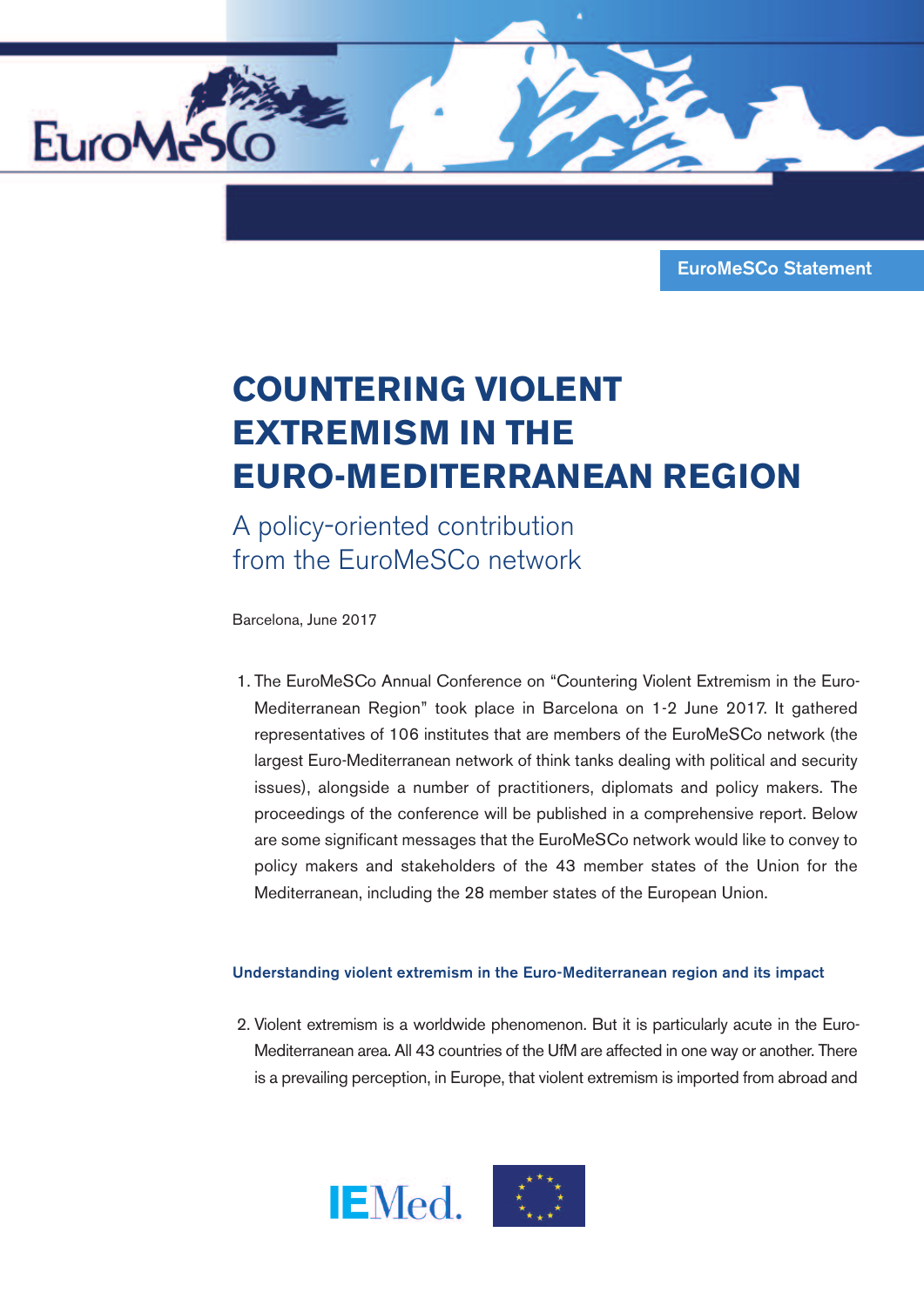EuroMeSCo Statement

# COUNTERING VIOLENT EXTREMISM IN THE EURO-MEDITERRANEAN REGION

## A policy-oriented contribution from the EuroMeSCo network

Barcelona, June 2017

1. The EuroMeSCo Annual Conference on "Countering Violent Extremism in the Euro-Mediterranean Region" took place in Barcelona on 1-2 June 2017. It gathered representatives of 106 institutes that are members of the EuroMeSCo network (the largest Euro-Mediterranean network of think tanks dealing with political and security issues), alongside a number of practitioners, diplomats and policy makers. The proceedings of the conference will be published in a comprehensive report. Below are some significant messages that the EuroMeSCo network would like to convey to policy makers and stakeholders of the 43 member states of the Union for the Mediterranean, including the 28 member states of the European Union.

### Understanding violent extremism in the Euro-Mediterranean region and its impact

2. Violent extremism is a worldwide phenomenon. But it is particularly acute in the Euro-Mediterranean area. All 43 countries of the UfM are affected in one way or another. There is a prevailing perception, in Europe, that violent extremism is imported from abroad and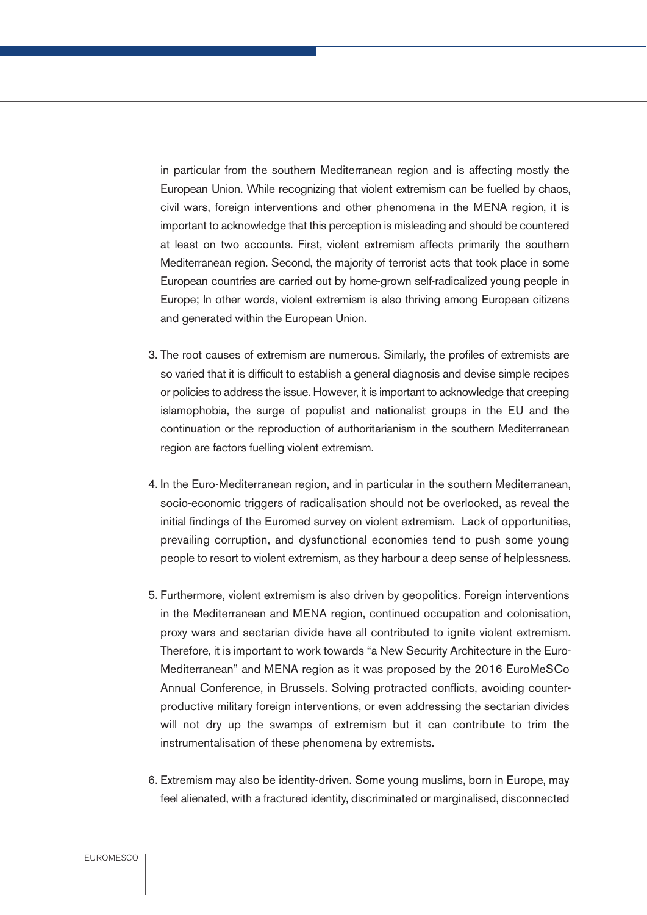in particular from the southern Mediterranean region and is affecting mostly the European Union. While recognizing that violent extremism can be fuelled by chaos, civil wars, foreign interventions and other phenomena in the MENA region, it is important to acknowledge that this perception is misleading and should be countered at least on two accounts. First, violent extremism affects primarily the southern Mediterranean region. Second, the majority of terrorist acts that took place in some European countries are carried out by home-grown self-radicalized young people in Europe; In other words, violent extremism is also thriving among European citizens and generated within the European Union.

3. The root causes of extremism are numerous. Similarly, the profiles of extremists are so varied that it is difficult to establish a general diagnosis and devise simple recipes or policies to address the issue. However, it is important to acknowledge that creeping islamophobia, the surge of populist and nationalist groups in the EU and the continuation or the reproduction of authoritarianism in the southern Mediterranean region are factors fuelling violent extremism.

4. In the Euro-Mediterranean region, and in particular in the southern Mediterranean, socio-economic triggers of radicalisation should not be overlooked, as reveal the initial findings of the Euromed survey on violent extremism. Lack of opportunities, prevailing corruption, and dysfunctional economies tend to push some young people to resort to violent extremism, as they harbour a deep sense of helplessness.

5. Furthermore, violent extremism is also driven by geopolitics. Foreign interventions in the Mediterranean and MENA region, continued occupation and colonisation, proxy wars and sectarian divide have all contributed to ignite violent extremism. Therefore, it is important to work towards "a New Security Architecture in the Euro-Mediterranean" and MENA region as it was proposed by the 2016 EuroMeSCo Annual Conference, in Brussels. Solving protracted conflicts, avoiding counter-productive military foreign interventions, or even addressing the sectarian divides will not dry up the swamps of extremism but it can contribute to trim the instrumentalisation of these phenomena by extremists.

6. Extremism may also be identity-driven. Some young muslims, born in Europe, may feel alienated, with a fractured identity, discriminated or marginalised, disconnected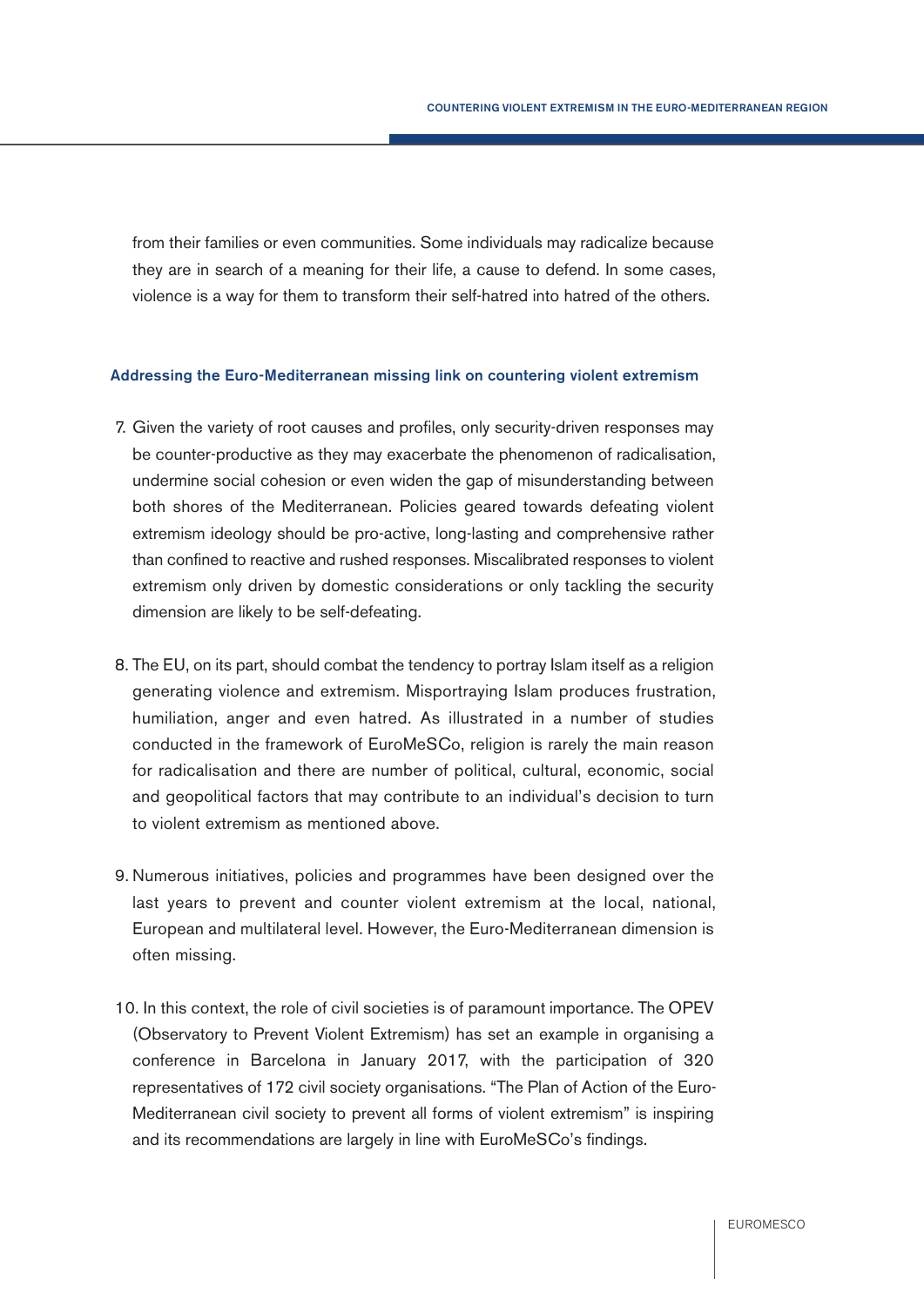from their families or even communities. Some individuals may radicalize because they are in search of a meaning for their life, a cause to defend. In some cases, violence is a way for them to transform their self-hatred into hatred of the others.

### Addressing the Euro-Mediterranean missing link on countering violent extremism

7. Given the variety of root causes and profiles, only security-driven responses may be counter-productive as they may exacerbate the phenomenon of radicalisation, undermine social cohesion or even widen the gap of misunderstanding between both shores of the Mediterranean. Policies geared towards defeating violent extremism ideology should be pro-active, long-lasting and comprehensive rather than confined to reactive and rushed responses. Miscalibrated responses to violent extremism only driven by domestic considerations or only tackling the security dimension are likely to be self-defeating.

8. The EU, on its part, should combat the tendency to portray Islam itself as a religion generating violence and extremism. Misportraying Islam produces frustration, humiliation, anger and even hatred. As illustrated in a number of studies conducted in the framework of EuroMeSCo, religion is rarely the main reason for radicalisation and there are number of political, cultural, economic, social and geopolitical factors that may contribute to an individual's decision to turn to violent extremism as mentioned above.

9. Numerous initiatives, policies and programmes have been designed over the last years to prevent and counter violent extremism at the local, national, European and multilateral level. However, the Euro-Mediterranean dimension is often missing.

10. In this context, the role of civil societies is of paramount importance. The OPEV (Observatory to Prevent Violent Extremism) has set an example in organising a conference in Barcelona in January 2017, with the participation of 320 representatives of 172 civil society organisations. "The Plan of Action of the Euro-Mediterranean civil society to prevent all forms of violent extremism" is inspiring and its recommendations are largely in line with EuroMeSCo's findings.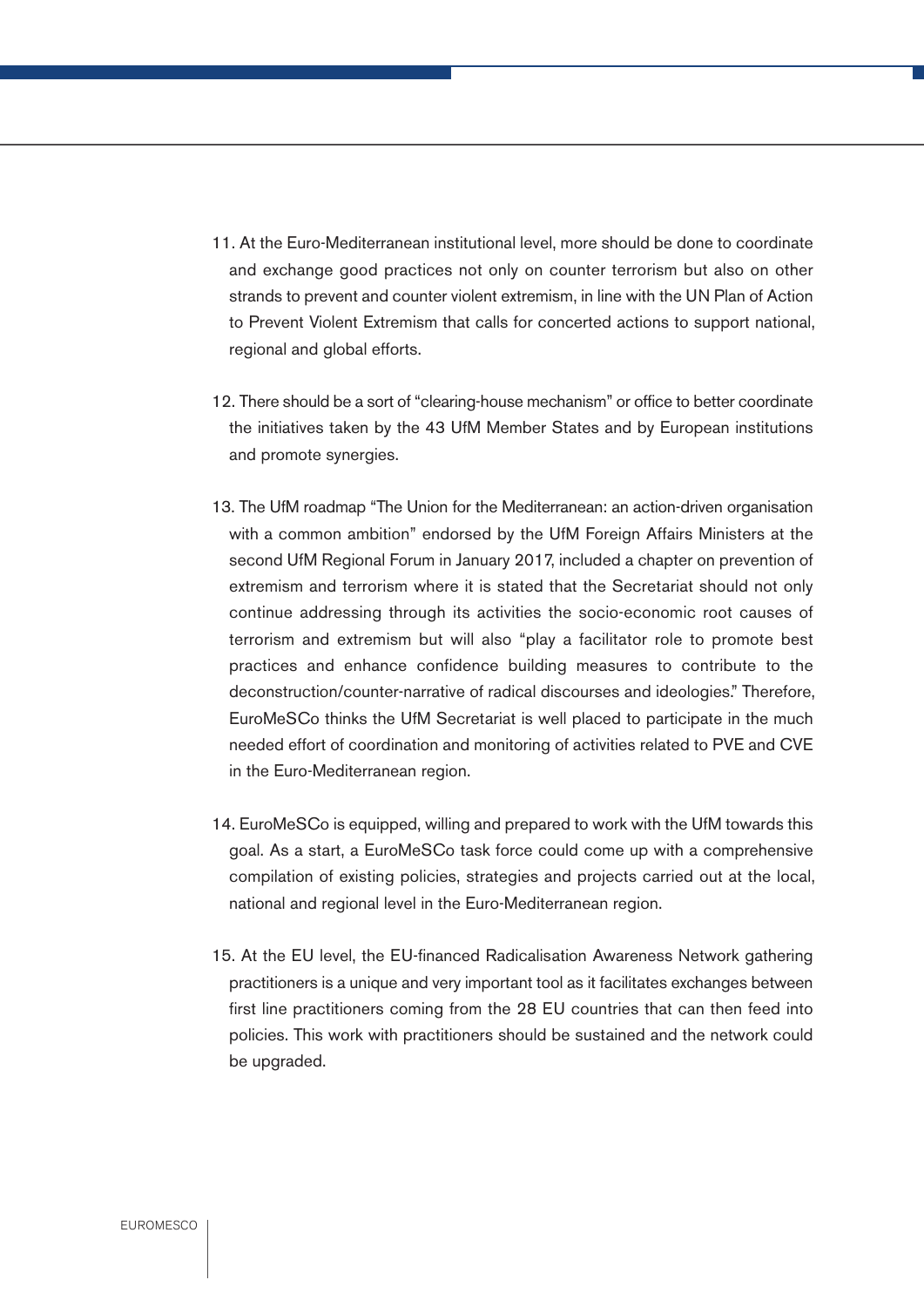11. At the Euro-Mediterranean institutional level, more should be done to coordinate and exchange good practices not only on counter terrorism but also on other strands to prevent and counter violent extremism, in line with the UN Plan of Action to Prevent Violent Extremism that calls for concerted actions to support national, regional and global efforts.

12. There should be a sort of "clearing-house mechanism" or office to better coordinate the initiatives taken by the 43 UfM Member States and by European institutions and promote synergies.

13. The UfM roadmap "The Union for the Mediterranean: an action-driven organisation with a common ambition" endorsed by the UfM Foreign Affairs Ministers at the second UfM Regional Forum in January 2017, included a chapter on prevention of extremism and terrorism where it is stated that the Secretariat should not only continue addressing through its activities the socio-economic root causes of terrorism and extremism but will also "play a facilitator role to promote best practices and enhance confidence building measures to contribute to the deconstruction/counter-narrative of radical discourses and ideologies." Therefore, EuroMeSCo thinks the UfM Secretariat is well placed to participate in the much needed effort of coordination and monitoring of activities related to PVE and CVE in the Euro-Mediterranean region.

14. EuroMeSCo is equipped, willing and prepared to work with the UfM towards this goal. As a start, a EuroMeSCo task force could come up with a comprehensive compilation of existing policies, strategies and projects carried out at the local, national and regional level in the Euro-Mediterranean region.

15. At the EU level, the EU-financed Radicalisation Awareness Network gathering practitioners is a unique and very important tool as it facilitates exchanges between first line practitioners coming from the 28 EU countries that can then feed into policies. This work with practitioners should be sustained and the network could be upgraded.